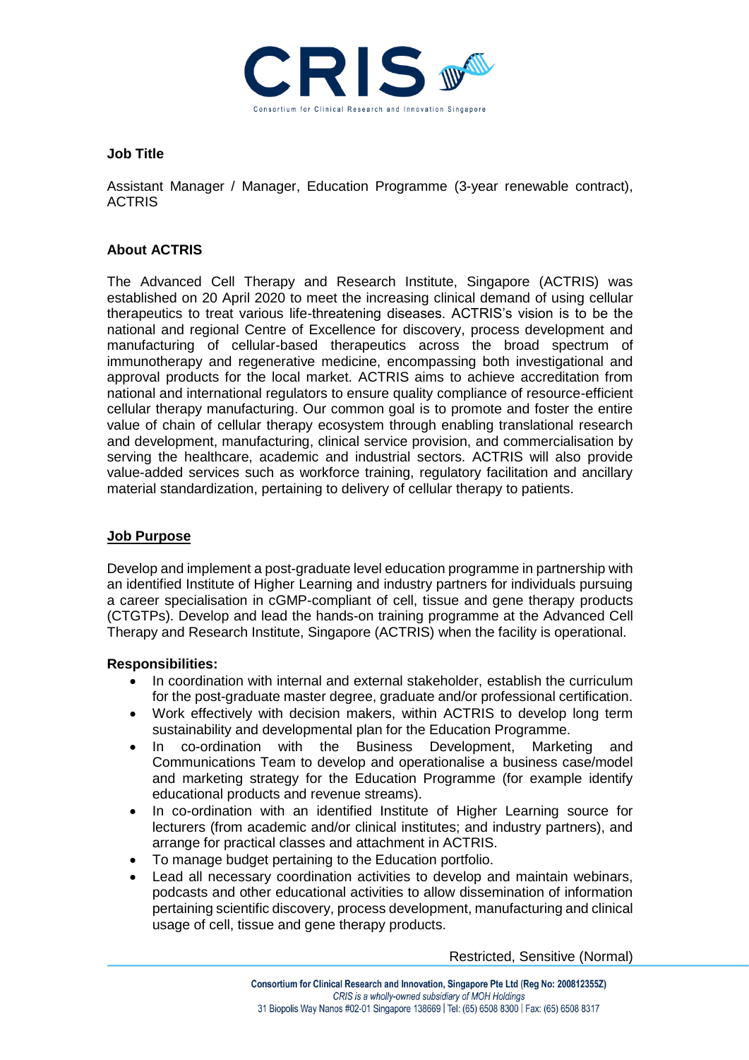**Job Title**

Assistant Manager / Manager, Education Programme (3-year renewable contract), ACTRIS

**About ACTRIS**

The Advanced Cell Therapy and Research Institute, Singapore (ACTRIS) was established on 20 April 2020 to meet the increasing clinical demand of using cellular therapeutics to treat various life-threatening diseases. ACTRIS's vision is to be the national and regional Centre of Excellence for discovery, process development and manufacturing of cellular-based therapeutics across the broad spectrum of immunotherapy and regenerative medicine, encompassing both investigational and approval products for the local market. ACTRIS aims to achieve accreditation from national and international regulators to ensure quality compliance of resource-efficient cellular therapy manufacturing. Our common goal is to promote and foster the entire value of chain of cellular therapy ecosystem through enabling translational research and development, manufacturing, clinical service provision, and commercialisation by serving the healthcare, academic and industrial sectors. ACTRIS will also provide value-added services such as workforce training, regulatory facilitation and ancillary material standardization, pertaining to delivery of cellular therapy to patients.

**Job Purpose**

Develop and implement a post-graduate level education programme in partnership with an identified Institute of Higher Learning and industry partners for individuals pursuing a career specialisation in cGMP-compliant of cell, tissue and gene therapy products (CTGTPs). Develop and lead the hands-on training programme at the Advanced Cell Therapy and Research Institute, Singapore (ACTRIS) when the facility is operational.

**Responsibilities:**

- In coordination with internal and external stakeholder, establish the curriculum for the post-graduate master degree, graduate and/or professional certification.
- Work effectively with decision makers, within ACTRIS to develop long term sustainability and developmental plan for the Education Programme.
- In co-ordination with the Business Development, Marketing and Communications Team to develop and operationalise a business case/model and marketing strategy for the Education Programme (for example identify educational products and revenue streams).
- In co-ordination with an identified Institute of Higher Learning source for lecturers (from academic and/or clinical institutes; and industry partners), and arrange for practical classes and attachment in ACTRIS.
- To manage budget pertaining to the Education portfolio.
- Lead all necessary coordination activities to develop and maintain webinars, podcasts and other educational activities to allow dissemination of information pertaining scientific discovery, process development, manufacturing and clinical usage of cell, tissue and gene therapy products.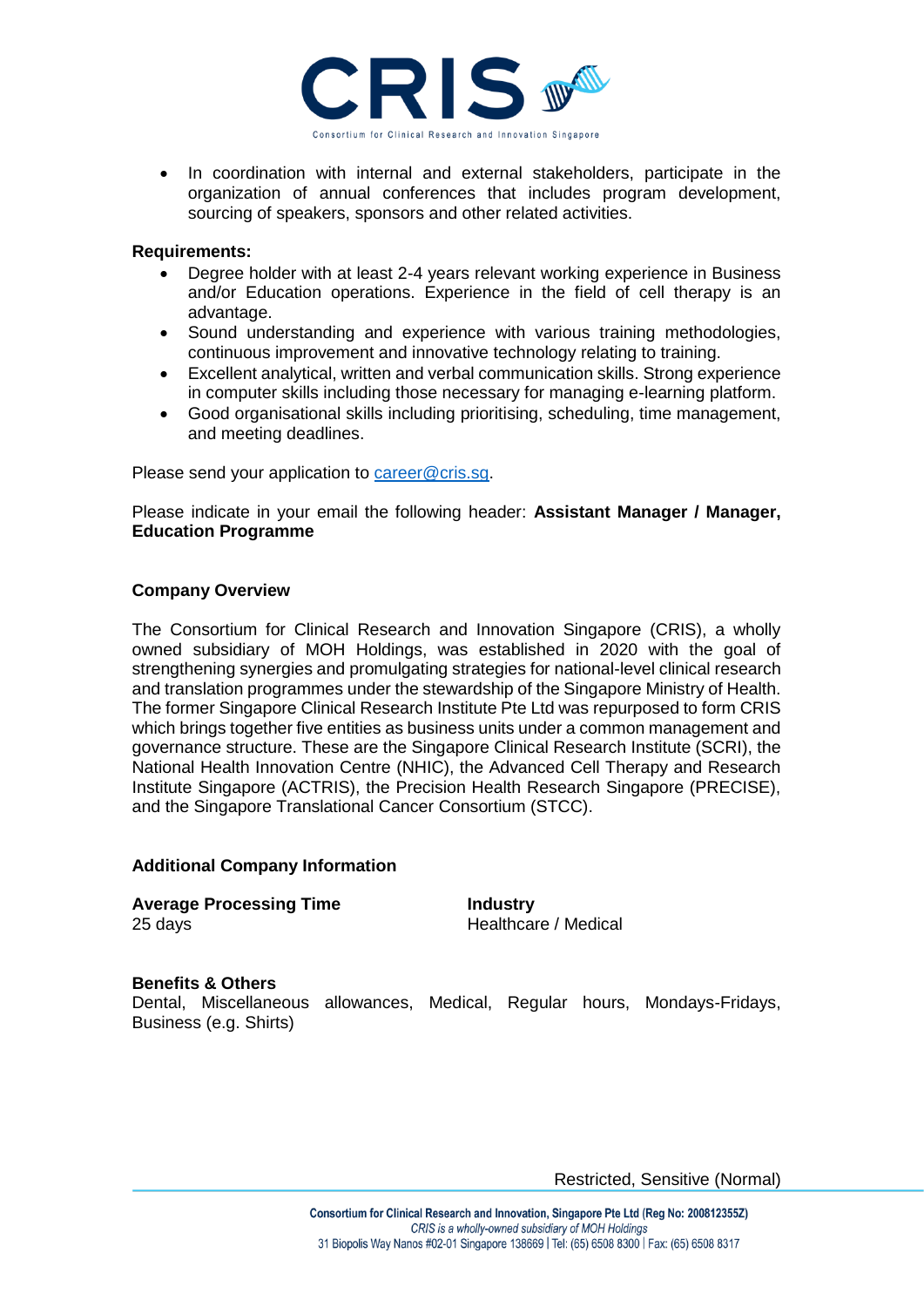- In coordination with internal and external stakeholders, participate in the organization of annual conferences that includes program development, sourcing of speakers, sponsors and other related activities.

**Requirements:**

- Degree holder with at least 2-4 years relevant working experience in Business and/or Education operations. Experience in the field of cell therapy is an advantage.
- Sound understanding and experience with various training methodologies, continuous improvement and innovative technology relating to training.
- Excellent analytical, written and verbal communication skills. Strong experience in computer skills including those necessary for managing e-learning platform.
- Good organisational skills including prioritising, scheduling, time management, and meeting deadlines.

Please send your application to career@cris.sg.

Please indicate in your email the following header: **Assistant Manager / Manager, Education Programme**

**Company Overview**

The Consortium for Clinical Research and Innovation Singapore (CRIS), a wholly owned subsidiary of MOH Holdings, was established in 2020 with the goal of strengthening synergies and promulgating strategies for national-level clinical research and translation programmes under the stewardship of the Singapore Ministry of Health. The former Singapore Clinical Research Institute Pte Ltd was repurposed to form CRIS which brings together five entities as business units under a common management and governance structure. These are the Singapore Clinical Research Institute (SCRI), the National Health Innovation Centre (NHIC), the Advanced Cell Therapy and Research Institute Singapore (ACTRIS), the Precision Health Research Singapore (PRECISE), and the Singapore Translational Cancer Consortium (STCC).

**Additional Company Information**

**Average Processing Time**
25 days

**Industry**
Healthcare / Medical

**Benefits & Others**
Dental, Miscellaneous allowances, Medical, Regular hours, Mondays-Fridays, Business (e.g. Shirts)

Restricted, Sensitive (Normal)